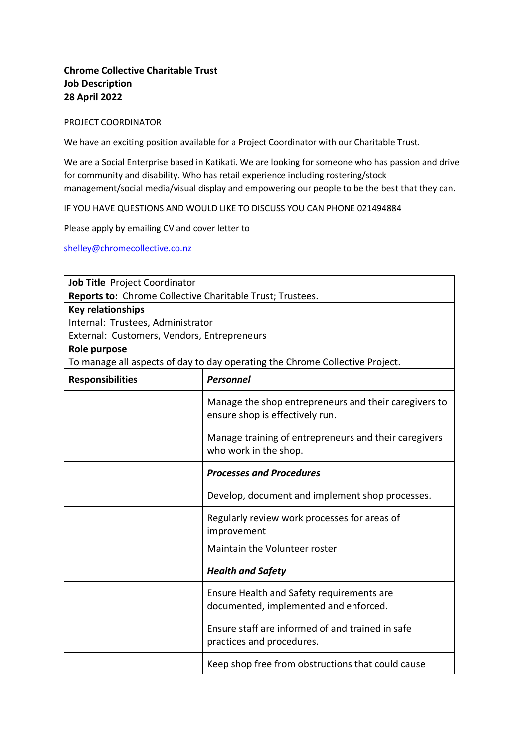**Chrome Collective Charitable Trust**
**Job Description**
**28 April 2022**

PROJECT COORDINATOR

We have an exciting position available for a Project Coordinator with our Charitable Trust.

We are a Social Enterprise based in Katikati. We are looking for someone who has passion and drive for community and disability. Who has retail experience including rostering/stock management/social media/visual display and empowering our people to be the best that they can.

IF YOU HAVE QUESTIONS AND WOULD LIKE TO DISCUSS YOU CAN PHONE 021494884

Please apply by emailing CV and cover letter to

[shelley@chromecollective.co.nz](mailto:shelley@chromecollective.co.nz)

| **Job Title** Project Coordinator | |
|---|---|
| **Reports to:** Chrome Collective Charitable Trust; Trustees. | |
| **Key relationships**<br>Internal: Trustees, Administrator<br>External: Customers, Vendors, Entrepreneurs | |
| **Role purpose**<br>To manage all aspects of day to day operating the Chrome Collective Project. | |
| **Responsibilities** | ***Personnel*** |
| | Manage the shop entrepreneurs and their caregivers to ensure shop is effectively run. |
| | Manage training of entrepreneurs and their caregivers who work in the shop. |
| | ***Processes and Procedures*** |
| | Develop, document and implement shop processes. |
| | Regularly review work processes for areas of improvement<br>Maintain the Volunteer roster |
| | ***Health and Safety*** |
| | Ensure Health and Safety requirements are documented, implemented and enforced. |
| | Ensure staff are informed of and trained in safe practices and procedures. |
| | Keep shop free from obstructions that could cause |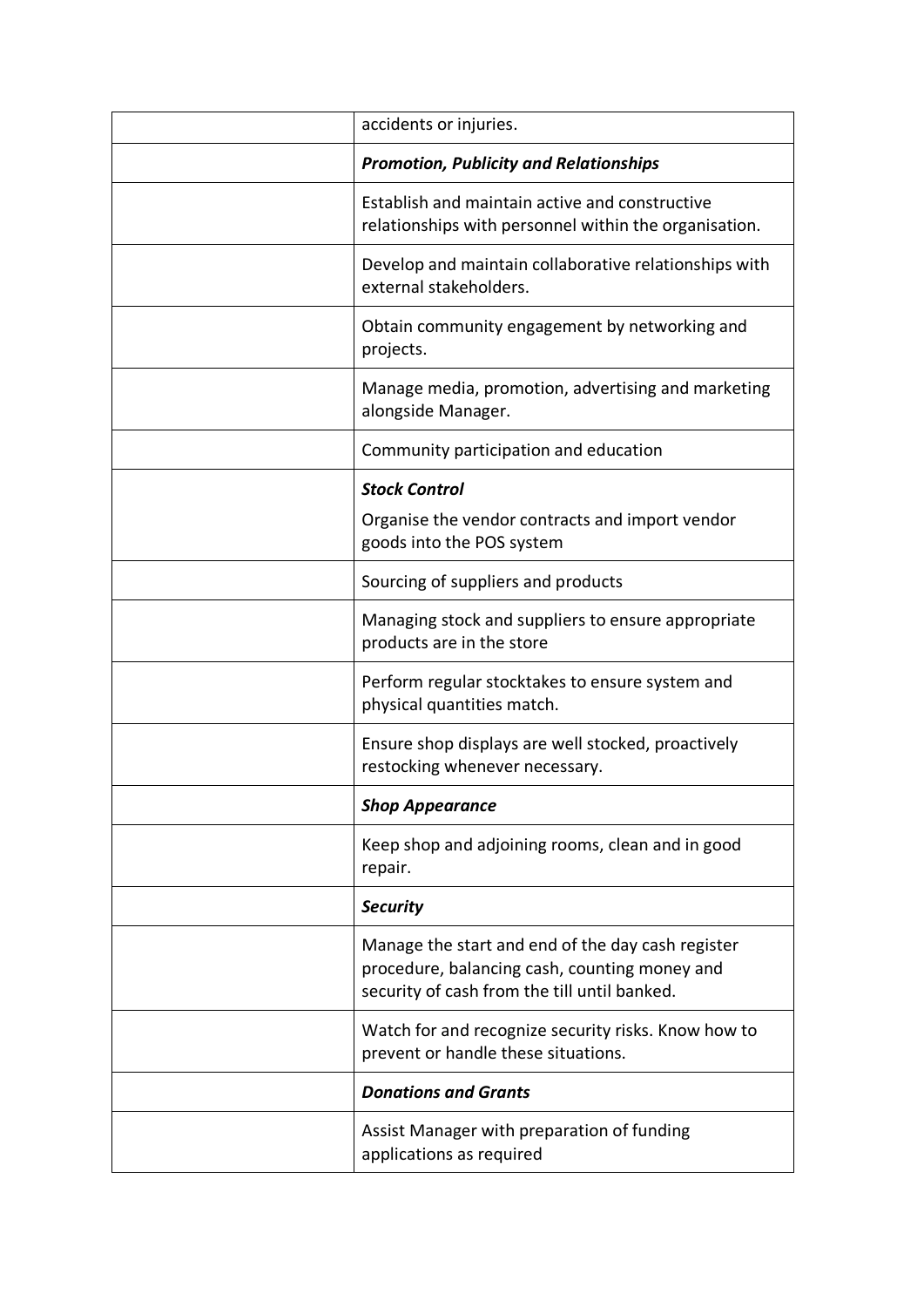|  |  |
|---|---|
|  | accidents or injuries. |
|  | ***Promotion, Publicity and Relationships*** |
|  | Establish and maintain active and constructive relationships with personnel within the organisation. |
|  | Develop and maintain collaborative relationships with external stakeholders. |
|  | Obtain community engagement by networking and projects. |
|  | Manage media, promotion, advertising and marketing alongside Manager. |
|  | Community participation and education |
|  | ***Stock Control*** <br> Organise the vendor contracts and import vendor goods into the POS system |
|  | Sourcing of suppliers and products |
|  | Managing stock and suppliers to ensure appropriate products are in the store |
|  | Perform regular stocktakes to ensure system and physical quantities match. |
|  | Ensure shop displays are well stocked, proactively restocking whenever necessary. |
|  | ***Shop Appearance*** |
|  | Keep shop and adjoining rooms, clean and in good repair. |
|  | ***Security*** |
|  | Manage the start and end of the day cash register procedure, balancing cash, counting money and security of cash from the till until banked. |
|  | Watch for and recognize security risks. Know how to prevent or handle these situations. |
|  | ***Donations and Grants*** |
|  | Assist Manager with preparation of funding applications as required |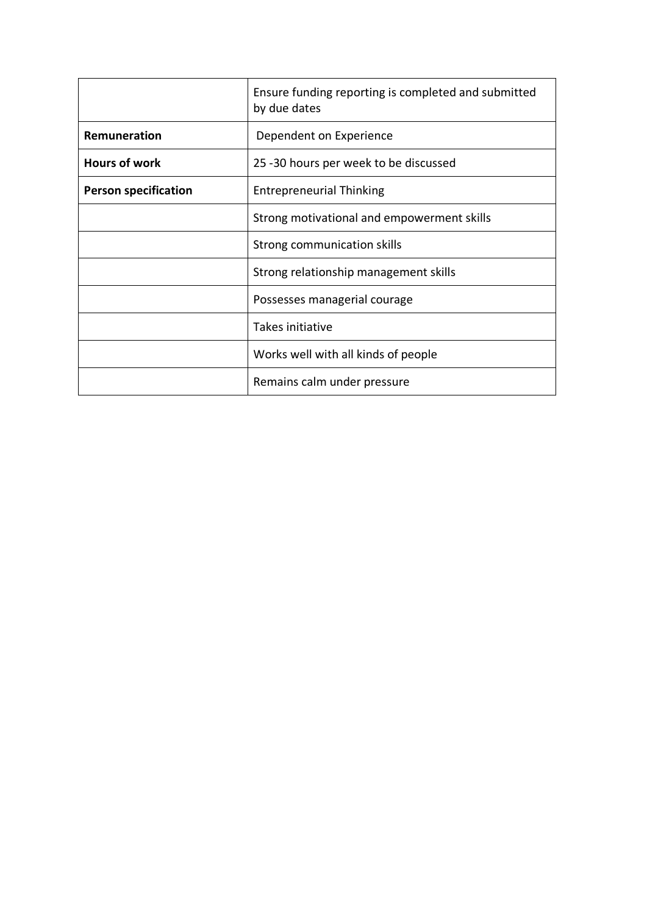| | |
|---|---|
| | Ensure funding reporting is completed and submitted by due dates |
| **Remuneration** | Dependent on Experience |
| **Hours of work** | 25 -30 hours per week to be discussed |
| **Person specification** | Entrepreneurial Thinking |
| | Strong motivational and empowerment skills |
| | Strong communication skills |
| | Strong relationship management skills |
| | Possesses managerial courage |
| | Takes initiative |
| | Works well with all kinds of people |
| | Remains calm under pressure |